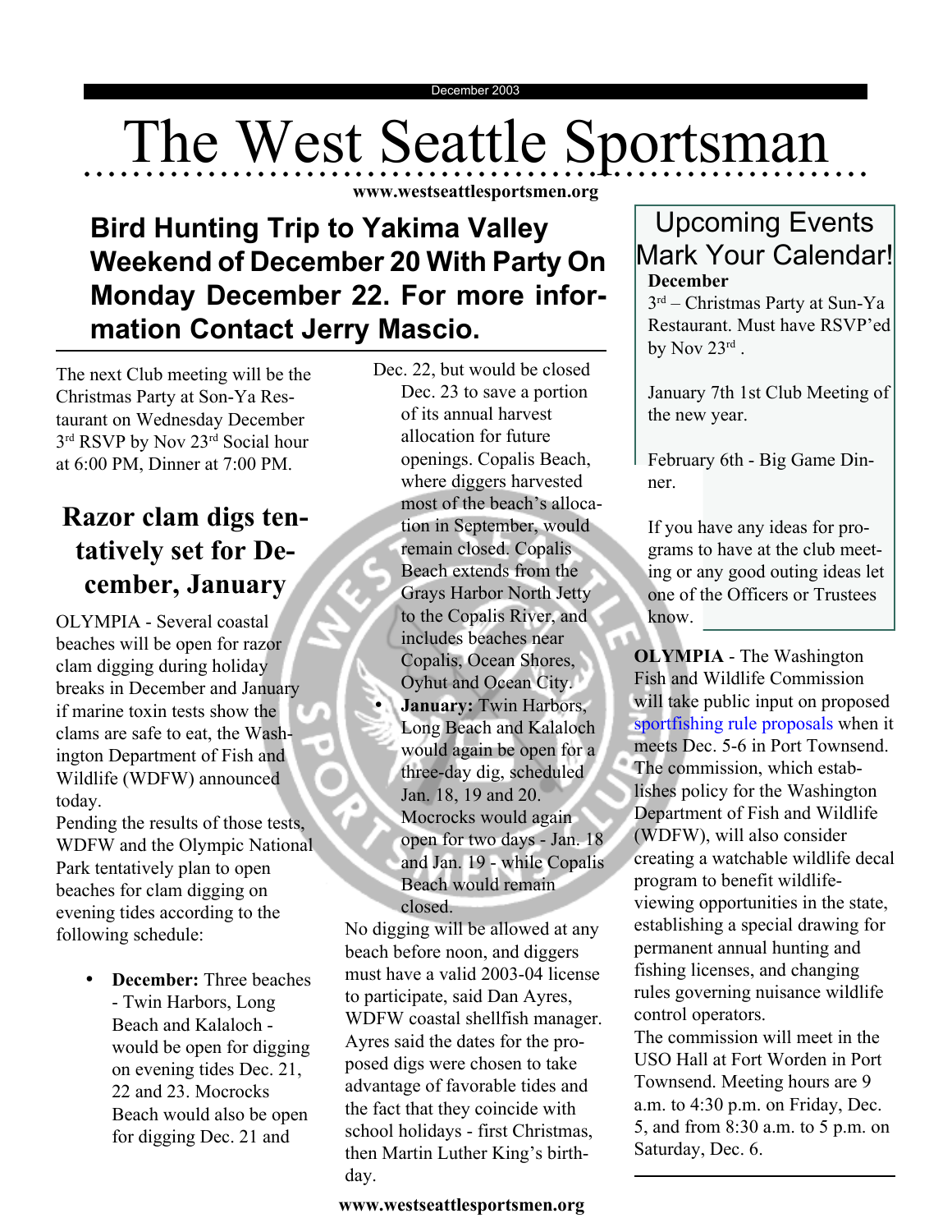December 2003

# The West Seattle Sportsman

**www.westseattlesportsmen.org**

## Bird Hunting Trip to Yakima Valley Weekend of December 20 With Party On Monday December 22. For more information Contact Jerry Mascio.

The next Club meeting will be the Christmas Party at Son-Ya Restaurant on Wednesday December 3rd RSVP by Nov 23rd Social hour at 6:00 PM, Dinner at 7:00 PM.

## Razor clam digs tentatively set for December, January

OLYMPIA - Several coastal beaches will be open for razor clam digging during holiday breaks in December and January if marine toxin tests show the clams are safe to eat, the Washington Department of Fish and Wildlife (WDFW) announced today.

Pending the results of those tests, WDFW and the Olympic National Park tentatively plan to open beaches for clam digging on evening tides according to the following schedule:

- **December:** Three beaches - Twin Harbors, Long Beach and Kalaloch - would be open for digging on evening tides Dec. 21, 22 and 23. Mocrocks Beach would also be open for digging Dec. 21 and Dec. 22, but would be closed Dec. 23 to save a portion of its annual harvest allocation for future openings. Copalis Beach, where diggers harvested most of the beach's allocation in September, would remain closed. Copalis Beach extends from the Grays Harbor North Jetty to the Copalis River, and includes beaches near Copalis, Ocean Shores, Oyhut and Ocean City.
- **January:** Twin Harbors, Long Beach and Kalaloch would again be open for a three-day dig, scheduled Jan. 18, 19 and 20. Mocrocks would again open for two days - Jan. 18 and Jan. 19 - while Copalis Beach would remain closed.

No digging will be allowed at any beach before noon, and diggers must have a valid 2003-04 license to participate, said Dan Ayres, WDFW coastal shellfish manager. Ayres said the dates for the proposed digs were chosen to take advantage of favorable tides and the fact that they coincide with school holidays - first Christmas, then Martin Luther King's birthday.

## Upcoming Events Mark Your Calendar!

**December**

3rd – Christmas Party at Sun-Ya Restaurant. Must have RSVP'ed by Nov 23rd .

January 7th 1st Club Meeting of the new year.

February 6th - Big Game Dinner.

If you have any ideas for programs to have at the club meeting or any good outing ideas let one of the Officers or Trustees know.

**OLYMPIA** - The Washington Fish and Wildlife Commission will take public input on proposed sportfishing rule proposals when it meets Dec. 5-6 in Port Townsend. The commission, which establishes policy for the Washington Department of Fish and Wildlife (WDFW), will also consider creating a watchable wildlife decal program to benefit wildlife-viewing opportunities in the state, establishing a special drawing for permanent annual hunting and fishing licenses, and changing rules governing nuisance wildlife control operators.

The commission will meet in the USO Hall at Fort Worden in Port Townsend. Meeting hours are 9 a.m. to 4:30 p.m. on Friday, Dec. 5, and from 8:30 a.m. to 5 p.m. on Saturday, Dec. 6.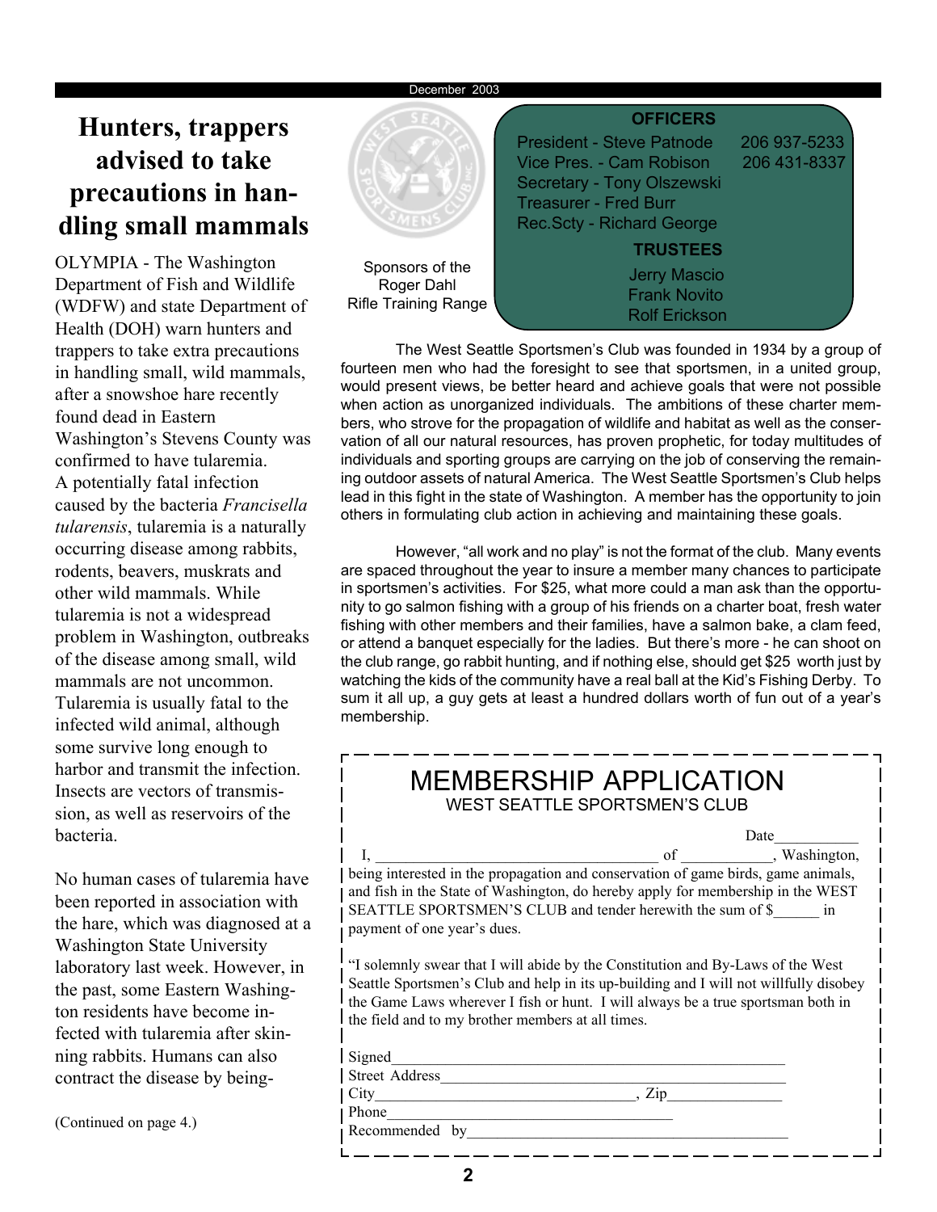# Hunters, trappers advised to take precautions in handling small mammals

OLYMPIA - The Washington Department of Fish and Wildlife (WDFW) and state Department of Health (DOH) warn hunters and trappers to take extra precautions in handling small, wild mammals, after a snowshoe hare recently found dead in Eastern Washington's Stevens County was confirmed to have tularemia. A potentially fatal infection caused by the bacteria *Francisella tularensis*, tularemia is a naturally occurring disease among rabbits, rodents, beavers, muskrats and other wild mammals. While tularemia is not a widespread problem in Washington, outbreaks of the disease among small, wild mammals are not uncommon. Tularemia is usually fatal to the infected wild animal, although some survive long enough to harbor and transmit the infection. Insects are vectors of transmission, as well as reservoirs of the bacteria.

No human cases of tularemia have been reported in association with the hare, which was diagnosed at a Washington State University laboratory last week. However, in the past, some Eastern Washington residents have become infected with tularemia after skinning rabbits. Humans can also contract the disease by being-

(Continued on page 4.)

Sponsors of the Roger Dahl Rifle Training Range

**OFFICERS**

President - Steve Patnode 206 937-5233
Vice Pres. - Cam Robison 206 431-8337
Secretary - Tony Olszewski
Treasurer - Fred Burr
Rec.Scty - Richard George

**TRUSTEES**

Jerry Mascio
Frank Novito
Rolf Erickson

The West Seattle Sportsmen's Club was founded in 1934 by a group of fourteen men who had the foresight to see that sportsmen, in a united group, would present views, be better heard and achieve goals that were not possible when action as unorganized individuals. The ambitions of these charter members, who strove for the propagation of wildlife and habitat as well as the conservation of all our natural resources, has proven prophetic, for today multitudes of individuals and sporting groups are carrying on the job of conserving the remaining outdoor assets of natural America. The West Seattle Sportsmen's Club helps lead in this fight in the state of Washington. A member has the opportunity to join others in formulating club action in achieving and maintaining these goals.

However, "all work and no play" is not the format of the club. Many events are spaced throughout the year to insure a member many chances to participate in sportsmen's activities. For $25, what more could a man ask than the opportunity to go salmon fishing with a group of his friends on a charter boat, fresh water fishing with other members and their families, have a salmon bake, a clam feed, or attend a banquet especially for the ladies. But there's more - he can shoot on the club range, go rabbit hunting, and if nothing else, should get $25 worth just by watching the kids of the community have a real ball at the Kid's Fishing Derby. To sum it all up, a guy gets at least a hundred dollars worth of fun out of a year's membership.

## MEMBERSHIP APPLICATION

WEST SEATTLE SPORTSMEN'S CLUB

Date___________

I, ____________________________________ of ___________, Washington, being interested in the propagation and conservation of game birds, game animals, and fish in the State of Washington, do hereby apply for membership in the WEST SEATTLE SPORTSMEN'S CLUB and tender herewith the sum of $______ in payment of one year's dues.

"I solemnly swear that I will abide by the Constitution and By-Laws of the West Seattle Sportsmen's Club and help in its up-building and I will not willfully disobey the Game Laws wherever I fish or hunt. I will always be a true sportsman both in the field and to my brother members at all times.

Signed__________________________________________________

Street Address___________________________________________

City_________________________________, Zip_______________

Phone_______________________________________

Recommended by__________________________________________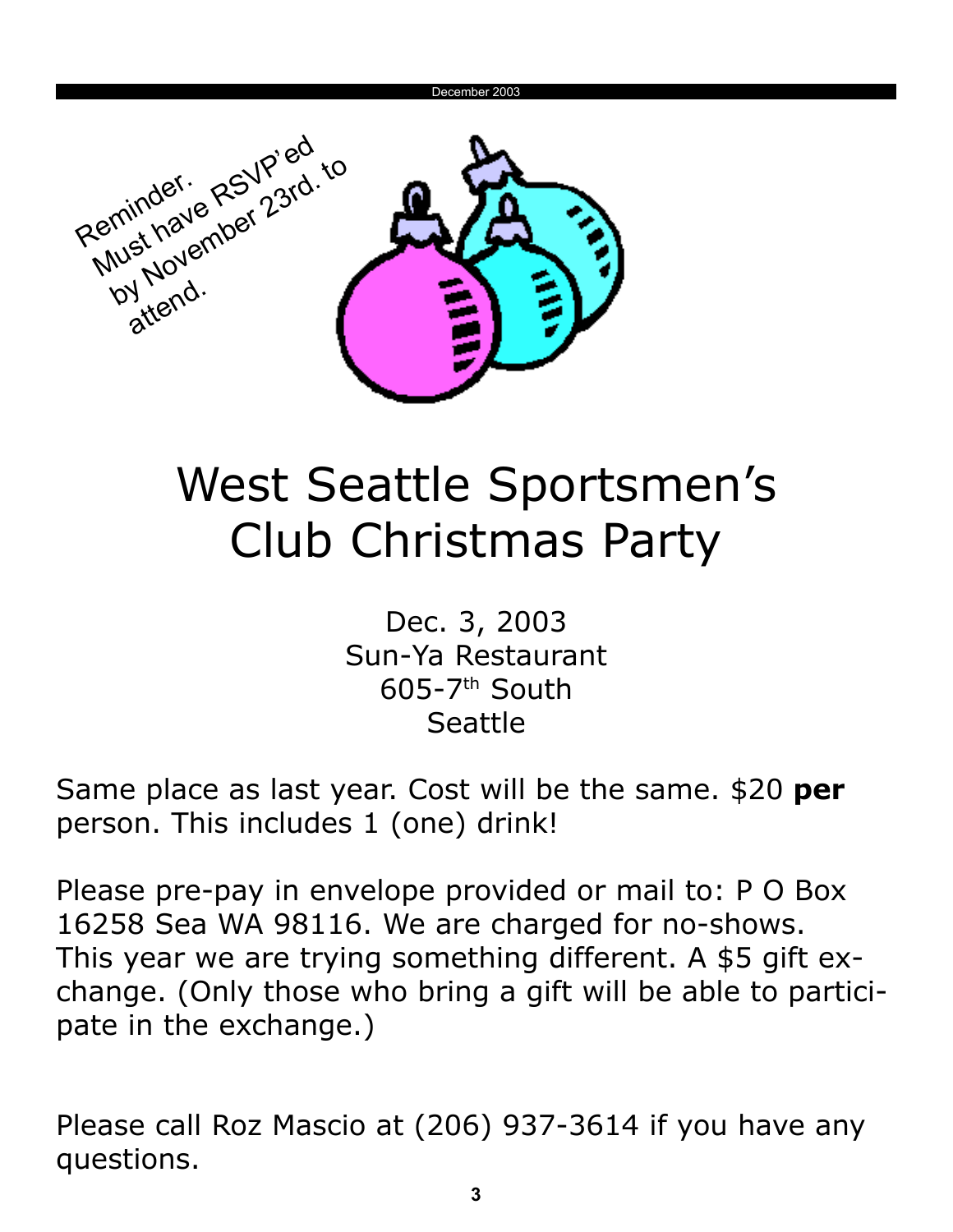Reminder. Must have RSVP'ed by November 23rd. to attend.

# West Seattle Sportsmen's Club Christmas Party

Dec. 3, 2003
Sun-Ya Restaurant
605-7th South
Seattle

Same place as last year. Cost will be the same. $20 **per** person. This includes 1 (one) drink!

Please pre-pay in envelope provided or mail to: P O Box 16258 Sea WA 98116. We are charged for no-shows. This year we are trying something different. A $5 gift exchange. (Only those who bring a gift will be able to participate in the exchange.)

Please call Roz Mascio at (206) 937-3614 if you have any questions.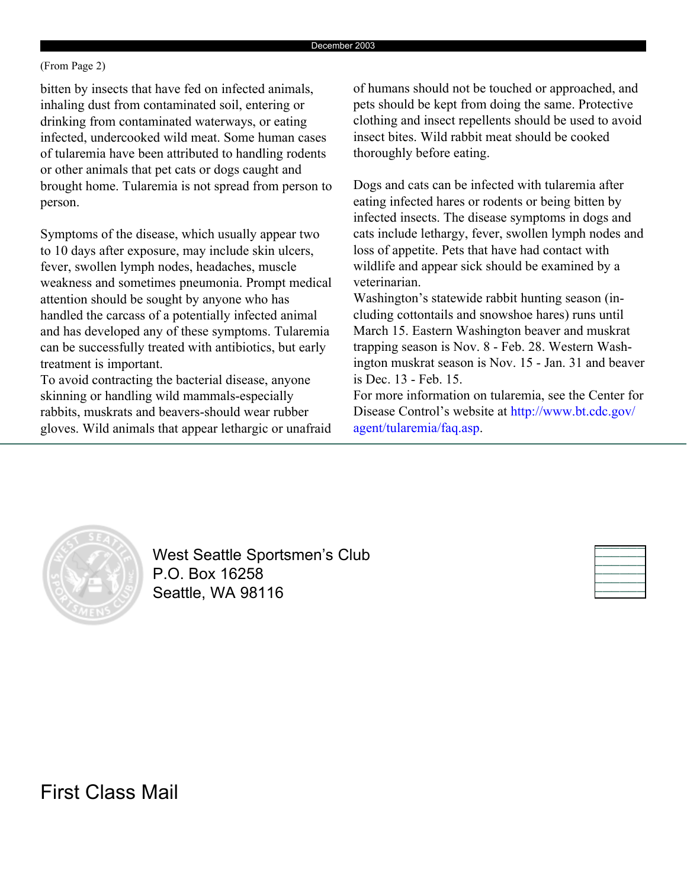(From Page 2)

bitten by insects that have fed on infected animals, inhaling dust from contaminated soil, entering or drinking from contaminated waterways, or eating infected, undercooked wild meat. Some human cases of tularemia have been attributed to handling rodents or other animals that pet cats or dogs caught and brought home. Tularemia is not spread from person to person.

Symptoms of the disease, which usually appear two to 10 days after exposure, may include skin ulcers, fever, swollen lymph nodes, headaches, muscle weakness and sometimes pneumonia. Prompt medical attention should be sought by anyone who has handled the carcass of a potentially infected animal and has developed any of these symptoms. Tularemia can be successfully treated with antibiotics, but early treatment is important.

To avoid contracting the bacterial disease, anyone skinning or handling wild mammals-especially rabbits, muskrats and beavers-should wear rubber gloves. Wild animals that appear lethargic or unafraid of humans should not be touched or approached, and pets should be kept from doing the same. Protective clothing and insect repellents should be used to avoid insect bites. Wild rabbit meat should be cooked thoroughly before eating.

Dogs and cats can be infected with tularemia after eating infected hares or rodents or being bitten by infected insects. The disease symptoms in dogs and cats include lethargy, fever, swollen lymph nodes and loss of appetite. Pets that have had contact with wildlife and appear sick should be examined by a veterinarian.

Washington's statewide rabbit hunting season (including cottontails and snowshoe hares) runs until March 15. Eastern Washington beaver and muskrat trapping season is Nov. 8 - Feb. 28. Western Washington muskrat season is Nov. 15 - Jan. 31 and beaver is Dec. 13 - Feb. 15.

For more information on tularemia, see the Center for Disease Control's website at http://www.bt.cdc.gov/agent/tularemia/faq.asp.

---

West Seattle Sportsmen's Club
P.O. Box 16258
Seattle, WA 98116

First Class Mail